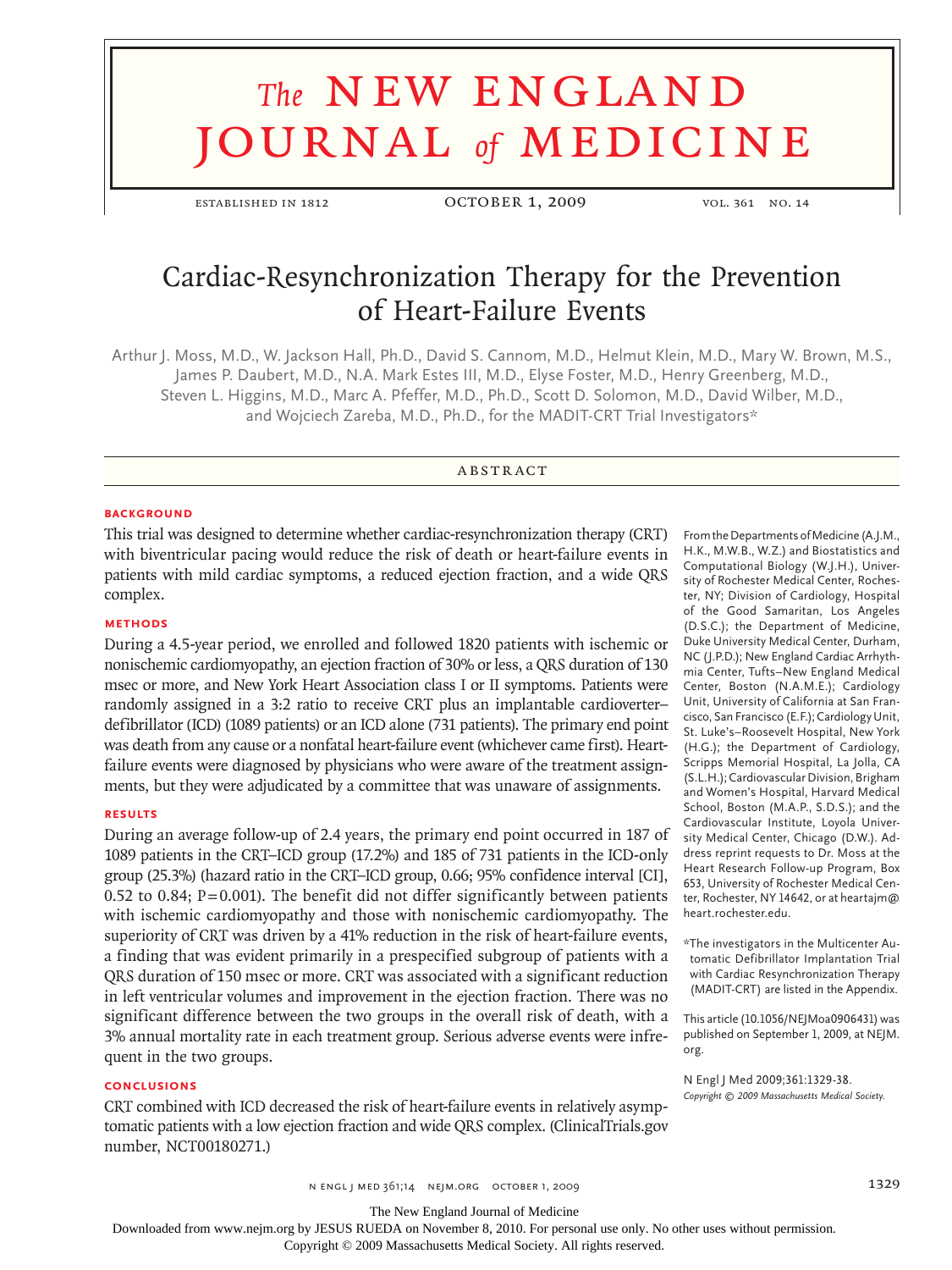# Cardiac-Resynchronization Therapy for the Prevention of Heart-Failure Events

Arthur J. Moss, M.D., W. Jackson Hall, Ph.D., David S. Cannom, M.D., Helmut Klein, M.D., Mary W. Brown, M.S., James P. Daubert, M.D., N.A. Mark Estes III, M.D., Elyse Foster, M.D., Henry Greenberg, M.D., Steven L. Higgins, M.D., Marc A. Pfeffer, M.D., Ph.D., Scott D. Solomon, M.D., David Wilber, M.D., and Wojciech Zareba, M.D., Ph.D., for the MADIT-CRT Trial Investigators*

## ABSTRACT

### BACKGROUND

This trial was designed to determine whether cardiac-resynchronization therapy (CRT) with biventricular pacing would reduce the risk of death or heart-failure events in patients with mild cardiac symptoms, a reduced ejection fraction, and a wide QRS complex.

### METHODS

During a 4.5-year period, we enrolled and followed 1820 patients with ischemic or nonischemic cardiomyopathy, an ejection fraction of 30% or less, a QRS duration of 130 msec or more, and New York Heart Association class I or II symptoms. Patients were randomly assigned in a 3:2 ratio to receive CRT plus an implantable cardioverter–defibrillator (ICD) (1089 patients) or an ICD alone (731 patients). The primary end point was death from any cause or a nonfatal heart-failure event (whichever came first). Heart-failure events were diagnosed by physicians who were aware of the treatment assignments, but they were adjudicated by a committee that was unaware of assignments.

### RESULTS

During an average follow-up of 2.4 years, the primary end point occurred in 187 of 1089 patients in the CRT–ICD group (17.2%) and 185 of 731 patients in the ICD-only group (25.3%) (hazard ratio in the CRT–ICD group, 0.66; 95% confidence interval [CI], 0.52 to 0.84; P=0.001). The benefit did not differ significantly between patients with ischemic cardiomyopathy and those with nonischemic cardiomyopathy. The superiority of CRT was driven by a 41% reduction in the risk of heart-failure events, a finding that was evident primarily in a prespecified subgroup of patients with a QRS duration of 150 msec or more. CRT was associated with a significant reduction in left ventricular volumes and improvement in the ejection fraction. There was no significant difference between the two groups in the overall risk of death, with a 3% annual mortality rate in each treatment group. Serious adverse events were infrequent in the two groups.

### CONCLUSIONS

CRT combined with ICD decreased the risk of heart-failure events in relatively asymptomatic patients with a low ejection fraction and wide QRS complex. (ClinicalTrials.gov number, NCT00180271.)

From the Departments of Medicine (A.J.M., H.K., M.W.B., W.Z.) and Biostatistics and Computational Biology (W.J.H.), University of Rochester Medical Center, Rochester, NY; Division of Cardiology, Hospital of the Good Samaritan, Los Angeles (D.S.C.); the Department of Medicine, Duke University Medical Center, Durham, NC (J.P.D.); New England Cardiac Arrhythmia Center, Tufts–New England Medical Center, Boston (N.A.M.E.); Cardiology Unit, University of California at San Francisco, San Francisco (E.F.); Cardiology Unit, St. Luke's–Roosevelt Hospital, New York (H.G.); the Department of Cardiology, Scripps Memorial Hospital, La Jolla, CA (S.L.H.); Cardiovascular Division, Brigham and Women's Hospital, Harvard Medical School, Boston (M.A.P., S.D.S.); and the Cardiovascular Institute, Loyola University Medical Center, Chicago (D.W.). Address reprint requests to Dr. Moss at the Heart Research Follow-up Program, Box 653, University of Rochester Medical Center, Rochester, NY 14642, or at heartajm@heart.rochester.edu.

*The investigators in the Multicenter Automatic Defibrillator Implantation Trial with Cardiac Resynchronization Therapy (MADIT-CRT) are listed in the Appendix.

This article (10.1056/NEJMoa0906431) was published on September 1, 2009, at NEJM.org.

N Engl J Med 2009;361:1329-38.
*Copyright © 2009 Massachusetts Medical Society.*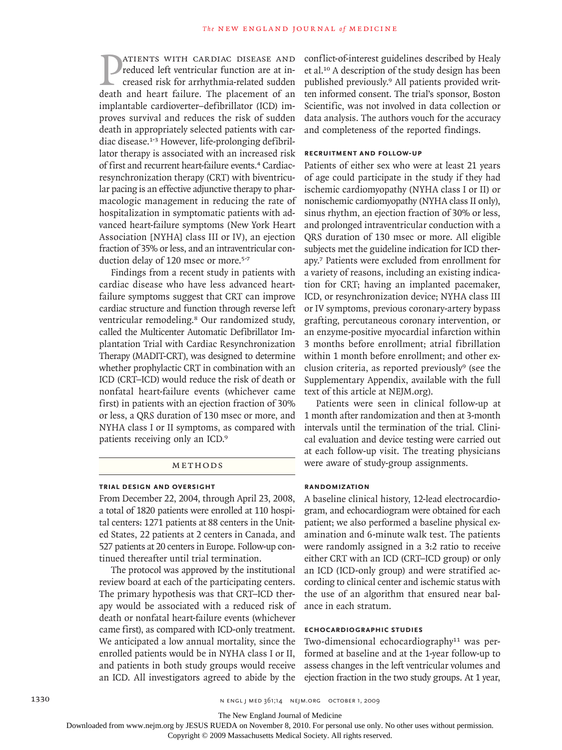Patients with cardiac disease and reduced left ventricular function are at increased risk for arrhythmia-related sudden death and heart failure. The placement of an implantable cardioverter–defibrillator (ICD) improves survival and reduces the risk of sudden death in appropriately selected patients with cardiac disease.[1-3] However, life-prolonging defibrillator therapy is associated with an increased risk of first and recurrent heart-failure events.[4] Cardiac-resynchronization therapy (CRT) with biventricular pacing is an effective adjunctive therapy to pharmacologic management in reducing the rate of hospitalization in symptomatic patients with advanced heart-failure symptoms (New York Heart Association [NYHA] class III or IV), an ejection fraction of 35% or less, and an intraventricular conduction delay of 120 msec or more.[5-7]

Findings from a recent study in patients with cardiac disease who have less advanced heart-failure symptoms suggest that CRT can improve cardiac structure and function through reverse left ventricular remodeling.[8] Our randomized study, called the Multicenter Automatic Defibrillator Implantation Trial with Cardiac Resynchronization Therapy (MADIT-CRT), was designed to determine whether prophylactic CRT in combination with an ICD (CRT–ICD) would reduce the risk of death or nonfatal heart-failure events (whichever came first) in patients with an ejection fraction of 30% or less, a QRS duration of 130 msec or more, and NYHA class I or II symptoms, as compared with patients receiving only an ICD.[9]

## Methods

### Trial Design and Oversight

From December 22, 2004, through April 23, 2008, a total of 1820 patients were enrolled at 110 hospital centers: 1271 patients at 88 centers in the United States, 22 patients at 2 centers in Canada, and 527 patients at 20 centers in Europe. Follow-up continued thereafter until trial termination.

The protocol was approved by the institutional review board at each of the participating centers. The primary hypothesis was that CRT–ICD therapy would be associated with a reduced risk of death or nonfatal heart-failure events (whichever came first), as compared with ICD-only treatment. We anticipated a low annual mortality, since the enrolled patients would be in NYHA class I or II, and patients in both study groups would receive an ICD. All investigators agreed to abide by the conflict-of-interest guidelines described by Healy et al.[10] A description of the study design has been published previously.[9] All patients provided written informed consent. The trial's sponsor, Boston Scientific, was not involved in data collection or data analysis. The authors vouch for the accuracy and completeness of the reported findings.

### Recruitment and Follow-up

Patients of either sex who were at least 21 years of age could participate in the study if they had ischemic cardiomyopathy (NYHA class I or II) or nonischemic cardiomyopathy (NYHA class II only), sinus rhythm, an ejection fraction of 30% or less, and prolonged intraventricular conduction with a QRS duration of 130 msec or more. All eligible subjects met the guideline indication for ICD therapy.[7] Patients were excluded from enrollment for a variety of reasons, including an existing indication for CRT; having an implanted pacemaker, ICD, or resynchronization device; NYHA class III or IV symptoms, previous coronary-artery bypass grafting, percutaneous coronary intervention, or an enzyme-positive myocardial infarction within 3 months before enrollment; atrial fibrillation within 1 month before enrollment; and other exclusion criteria, as reported previously[9] (see the Supplementary Appendix, available with the full text of this article at NEJM.org).

Patients were seen in clinical follow-up at 1 month after randomization and then at 3-month intervals until the termination of the trial. Clinical evaluation and device testing were carried out at each follow-up visit. The treating physicians were aware of study-group assignments.

### Randomization

A baseline clinical history, 12-lead electrocardiogram, and echocardiogram were obtained for each patient; we also performed a baseline physical examination and 6-minute walk test. The patients were randomly assigned in a 3:2 ratio to receive either CRT with an ICD (CRT–ICD group) or only an ICD (ICD-only group) and were stratified according to clinical center and ischemic status with the use of an algorithm that ensured near balance in each stratum.

### Echocardiographic Studies

Two-dimensional echocardiography[11] was performed at baseline and at the 1-year follow-up to assess changes in the left ventricular volumes and ejection fraction in the two study groups. At 1 year,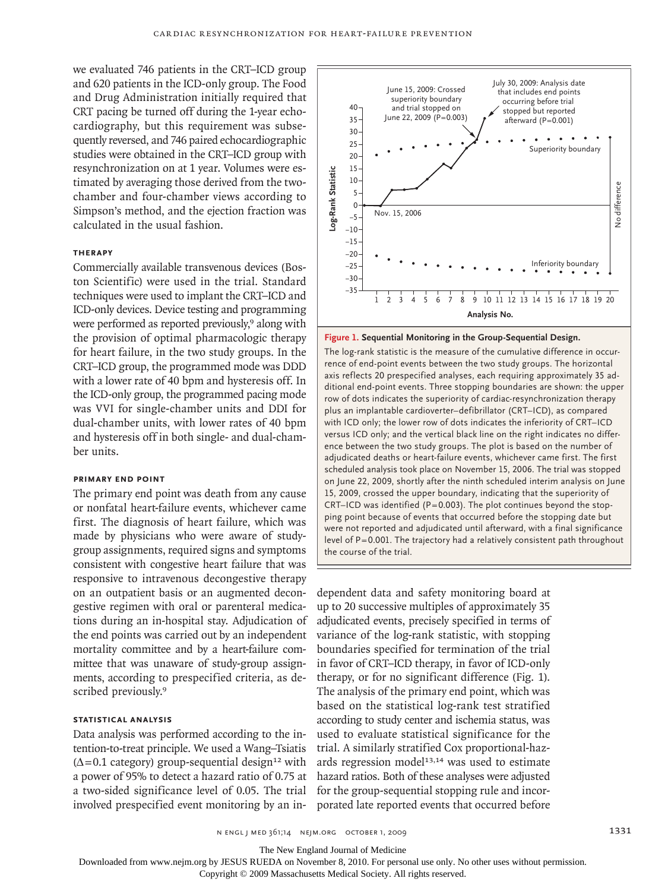we evaluated 746 patients in the CRT–ICD group and 620 patients in the ICD-only group. The Food and Drug Administration initially required that CRT pacing be turned off during the 1-year echocardiography, but this requirement was subsequently reversed, and 746 paired echocardiographic studies were obtained in the CRT–ICD group with resynchronization on at 1 year. Volumes were estimated by averaging those derived from the two-chamber and four-chamber views according to Simpson's method, and the ejection fraction was calculated in the usual fashion.

### Therapy

Commercially available transvenous devices (Boston Scientific) were used in the trial. Standard techniques were used to implant the CRT–ICD and ICD-only devices. Device testing and programming were performed as reported previously,[9] along with the provision of optimal pharmacologic therapy for heart failure, in the two study groups. In the CRT–ICD group, the programmed mode was DDD with a lower rate of 40 bpm and hysteresis off. In the ICD-only group, the programmed pacing mode was VVI for single-chamber units and DDI for dual-chamber units, with lower rates of 40 bpm and hysteresis off in both single- and dual-chamber units.

### Primary End Point

The primary end point was death from any cause or nonfatal heart-failure events, whichever came first. The diagnosis of heart failure, which was made by physicians who were aware of study-group assignments, required signs and symptoms consistent with congestive heart failure that was responsive to intravenous decongestive therapy on an outpatient basis or an augmented decongestive regimen with oral or parenteral medications during an in-hospital stay. Adjudication of the end points was carried out by an independent mortality committee and by a heart-failure committee that was unaware of study-group assignments, according to prespecified criteria, as described previously.[9]

### Statistical Analysis

Data analysis was performed according to the intention-to-treat principle. We used a Wang–Tsiatis ($\Delta$=0.1 category) group-sequential design[12] with a power of 95% to detect a hazard ratio of 0.75 at a two-sided significance level of 0.05. The trial involved prespecified event monitoring by an independent data and safety monitoring board at up to 20 successive multiples of approximately 35 adjudicated events, precisely specified in terms of variance of the log-rank statistic, with stopping boundaries specified for termination of the trial in favor of CRT–ICD therapy, in favor of ICD-only therapy, or for no significant difference (Fig. 1). The analysis of the primary end point, which was based on the statistical log-rank test stratified according to study center and ischemia status, was used to evaluate statistical significance for the trial. A similarly stratified Cox proportional-hazards regression model[13,14] was used to estimate hazard ratios. Both of these analyses were adjusted for the group-sequential stopping rule and incorporated late reported events that occurred before

**Figure 1. Sequential Monitoring in the Group-Sequential Design.**

The log-rank statistic is the measure of the cumulative difference in occurrence of end-point events between the two study groups. The horizontal axis reflects 20 prespecified analyses, each requiring approximately 35 additional end-point events. Three stopping boundaries are shown: the upper row of dots indicates the superiority of cardiac-resynchronization therapy plus an implantable cardioverter–defibrillator (CRT–ICD), as compared with ICD only; the lower row of dots indicates the inferiority of CRT–ICD versus ICD only; and the vertical black line on the right indicates no difference between the two study groups. The plot is based on the number of adjudicated deaths or heart-failure events, whichever came first. The first scheduled analysis took place on November 15, 2006. The trial was stopped on June 22, 2009, shortly after the ninth scheduled interim analysis on June 15, 2009, crossed the upper boundary, indicating that the superiority of CRT–ICD was identified (P=0.003). The plot continues beyond the stopping point because of events that occurred before the stopping date but were not reported and adjudicated until afterward, with a final significance level of P=0.001. The trajectory had a relatively consistent path throughout the course of the trial.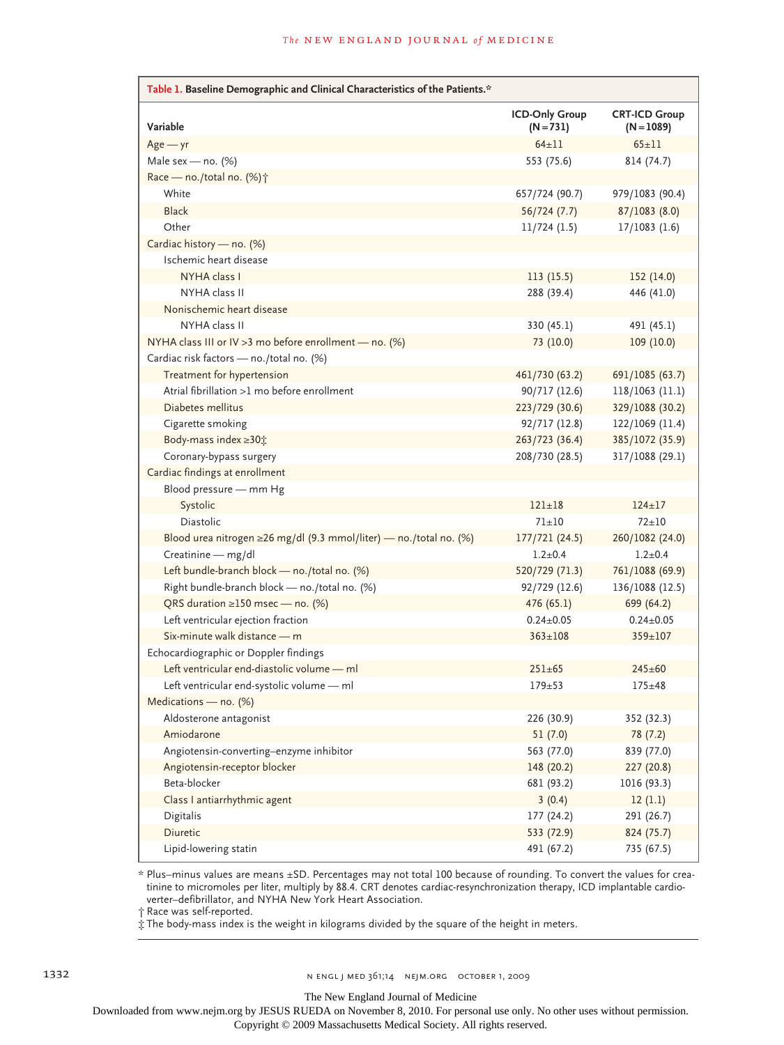**Table 1. Baseline Demographic and Clinical Characteristics of the Patients.***

| Variable | ICD-Only Group (N=731) | CRT-ICD Group (N=1089) |
|---|---|---|
| Age — yr | 64±11 | 65±11 |
| Male sex — no. (%) | 553 (75.6) | 814 (74.7) |
| Race — no./total no. (%)† | | |
| White | 657/724 (90.7) | 979/1083 (90.4) |
| Black | 56/724 (7.7) | 87/1083 (8.0) |
| Other | 11/724 (1.5) | 17/1083 (1.6) |
| Cardiac history — no. (%) | | |
| Ischemic heart disease | | |
| NYHA class I | 113 (15.5) | 152 (14.0) |
| NYHA class II | 288 (39.4) | 446 (41.0) |
| Nonischemic heart disease | | |
| NYHA class II | 330 (45.1) | 491 (45.1) |
| NYHA class III or IV >3 mo before enrollment — no. (%) | 73 (10.0) | 109 (10.0) |
| Cardiac risk factors — no./total no. (%) | | |
| Treatment for hypertension | 461/730 (63.2) | 691/1085 (63.7) |
| Atrial fibrillation >1 mo before enrollment | 90/717 (12.6) | 118/1063 (11.1) |
| Diabetes mellitus | 223/729 (30.6) | 329/1088 (30.2) |
| Cigarette smoking | 92/717 (12.8) | 122/1069 (11.4) |
| Body-mass index ≥30‡ | 263/723 (36.4) | 385/1072 (35.9) |
| Coronary-bypass surgery | 208/730 (28.5) | 317/1088 (29.1) |
| Cardiac findings at enrollment | | |
| Blood pressure — mm Hg | | |
| Systolic | 121±18 | 124±17 |
| Diastolic | 71±10 | 72±10 |
| Blood urea nitrogen ≥26 mg/dl (9.3 mmol/liter) — no./total no. (%) | 177/721 (24.5) | 260/1082 (24.0) |
| Creatinine — mg/dl | 1.2±0.4 | 1.2±0.4 |
| Left bundle-branch block — no./total no. (%) | 520/729 (71.3) | 761/1088 (69.9) |
| Right bundle-branch block — no./total no. (%) | 92/729 (12.6) | 136/1088 (12.5) |
| QRS duration ≥150 msec — no. (%) | 476 (65.1) | 699 (64.2) |
| Left ventricular ejection fraction | 0.24±0.05 | 0.24±0.05 |
| Six-minute walk distance — m | 363±108 | 359±107 |
| Echocardiographic or Doppler findings | | |
| Left ventricular end-diastolic volume — ml | 251±65 | 245±60 |
| Left ventricular end-systolic volume — ml | 179±53 | 175±48 |
| Medications — no. (%) | | |
| Aldosterone antagonist | 226 (30.9) | 352 (32.3) |
| Amiodarone | 51 (7.0) | 78 (7.2) |
| Angiotensin-converting–enzyme inhibitor | 563 (77.0) | 839 (77.0) |
| Angiotensin-receptor blocker | 148 (20.2) | 227 (20.8) |
| Beta-blocker | 681 (93.2) | 1016 (93.3) |
| Class I antiarrhythmic agent | 3 (0.4) | 12 (1.1) |
| Digitalis | 177 (24.2) | 291 (26.7) |
| Diuretic | 533 (72.9) | 824 (75.7) |
| Lipid-lowering statin | 491 (67.2) | 735 (67.5) |

\* Plus–minus values are means ±SD. Percentages may not total 100 because of rounding. To convert the values for creatinine to micromoles per liter, multiply by 88.4. CRT denotes cardiac-resynchronization therapy, ICD implantable cardioverter–defibrillator, and NYHA New York Heart Association.

† Race was self-reported.

‡ The body-mass index is the weight in kilograms divided by the square of the height in meters.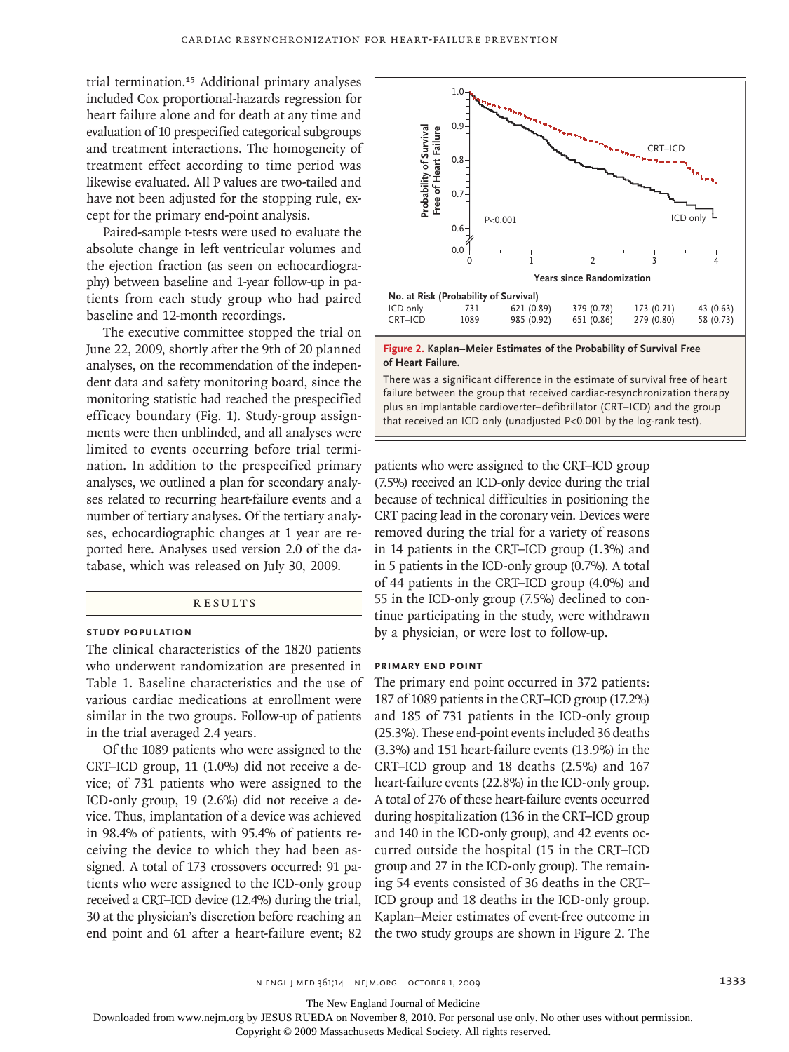trial termination.[15] Additional primary analyses included Cox proportional-hazards regression for heart failure alone and for death at any time and evaluation of 10 prespecified categorical subgroups and treatment interactions. The homogeneity of treatment effect according to time period was likewise evaluated. All P values are two-tailed and have not been adjusted for the stopping rule, except for the primary end-point analysis.

Paired-sample t-tests were used to evaluate the absolute change in left ventricular volumes and the ejection fraction (as seen on echocardiography) between baseline and 1-year follow-up in patients from each study group who had paired baseline and 12-month recordings.

The executive committee stopped the trial on June 22, 2009, shortly after the 9th of 20 planned analyses, on the recommendation of the independent data and safety monitoring board, since the monitoring statistic had reached the prespecified efficacy boundary (Fig. 1). Study-group assignments were then unblinded, and all analyses were limited to events occurring before trial termination. In addition to the prespecified primary analyses, we outlined a plan for secondary analyses related to recurring heart-failure events and a number of tertiary analyses. Of the tertiary analyses, echocardiographic changes at 1 year are reported here. Analyses used version 2.0 of the database, which was released on July 30, 2009.

## RESULTS

### STUDY POPULATION

The clinical characteristics of the 1820 patients who underwent randomization are presented in Table 1. Baseline characteristics and the use of various cardiac medications at enrollment were similar in the two groups. Follow-up of patients in the trial averaged 2.4 years.

Of the 1089 patients who were assigned to the CRT–ICD group, 11 (1.0%) did not receive a device; of 731 patients who were assigned to the ICD-only group, 19 (2.6%) did not receive a device. Thus, implantation of a device was achieved in 98.4% of patients, with 95.4% of patients receiving the device to which they had been assigned. A total of 173 crossovers occurred: 91 patients who were assigned to the ICD-only group received a CRT–ICD device (12.4%) during the trial, 30 at the physician's discretion before reaching an end point and 61 after a heart-failure event; 82 patients who were assigned to the CRT–ICD group (7.5%) received an ICD-only device during the trial because of technical difficulties in positioning the CRT pacing lead in the coronary vein. Devices were removed during the trial for a variety of reasons in 14 patients in the CRT–ICD group (1.3%) and in 5 patients in the ICD-only group (0.7%). A total of 44 patients in the CRT–ICD group (4.0%) and 55 in the ICD-only group (7.5%) declined to continue participating in the study, were withdrawn by a physician, or were lost to follow-up.

| No. at Risk (Probability of Survival) | 0 | 1 | 2 | 3 | 4 |
|---|---|---|---|---|---|
| ICD only | 731 | 621 (0.89) | 379 (0.78) | 173 (0.71) | 43 (0.63) |
| CRT–ICD | 1089 | 985 (0.92) | 651 (0.86) | 279 (0.80) | 58 (0.73) |

**Figure 2. Kaplan–Meier Estimates of the Probability of Survival Free of Heart Failure.**

There was a significant difference in the estimate of survival free of heart failure between the group that received cardiac-resynchronization therapy plus an implantable cardioverter–defibrillator (CRT–ICD) and the group that received an ICD only (unadjusted P<0.001 by the log-rank test).

### PRIMARY END POINT

The primary end point occurred in 372 patients: 187 of 1089 patients in the CRT–ICD group (17.2%) and 185 of 731 patients in the ICD-only group (25.3%). These end-point events included 36 deaths (3.3%) and 151 heart-failure events (13.9%) in the CRT–ICD group and 18 deaths (2.5%) and 167 heart-failure events (22.8%) in the ICD-only group. A total of 276 of these heart-failure events occurred during hospitalization (136 in the CRT–ICD group and 140 in the ICD-only group), and 42 events occurred outside the hospital (15 in the CRT–ICD group and 27 in the ICD-only group). The remaining 54 events consisted of 36 deaths in the CRT–ICD group and 18 deaths in the ICD-only group. Kaplan–Meier estimates of event-free outcome in the two study groups are shown in Figure 2. The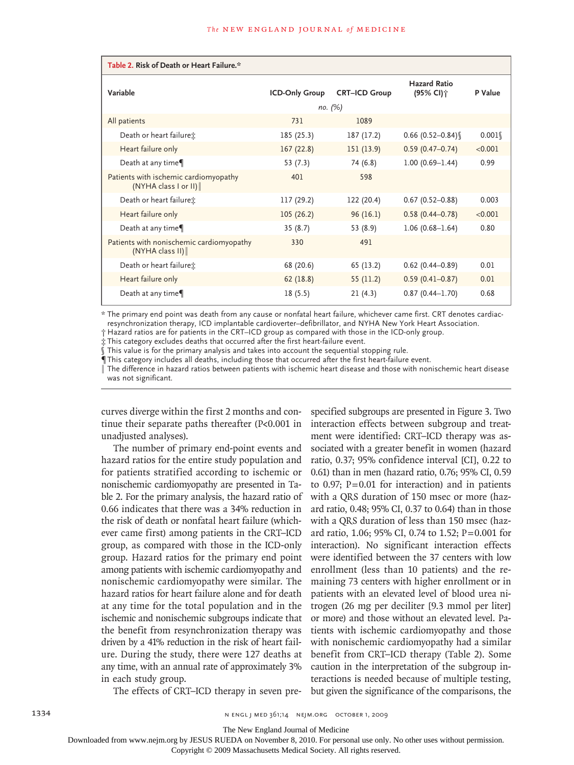**Table 2. Risk of Death or Heart Failure.***

| Variable | ICD-Only Group | CRT–ICD Group | Hazard Ratio (95% CI)† | P Value |
|---|---|---|---|---|
| | *no. (%)* | | | |
| All patients | 731 | 1089 | | |
| Death or heart failure‡ | 185 (25.3) | 187 (17.2) | 0.66 (0.52–0.84)§ | 0.001§ |
| Heart failure only | 167 (22.8) | 151 (13.9) | 0.59 (0.47–0.74) | <0.001 |
| Death at any time¶ | 53 (7.3) | 74 (6.8) | 1.00 (0.69–1.44) | 0.99 |
| Patients with ischemic cardiomyopathy (NYHA class I or II)‖ | 401 | 598 | | |
| Death or heart failure‡ | 117 (29.2) | 122 (20.4) | 0.67 (0.52–0.88) | 0.003 |
| Heart failure only | 105 (26.2) | 96 (16.1) | 0.58 (0.44–0.78) | <0.001 |
| Death at any time¶ | 35 (8.7) | 53 (8.9) | 1.06 (0.68–1.64) | 0.80 |
| Patients with nonischemic cardiomyopathy (NYHA class II)‖ | 330 | 491 | | |
| Death or heart failure‡ | 68 (20.6) | 65 (13.2) | 0.62 (0.44–0.89) | 0.01 |
| Heart failure only | 62 (18.8) | 55 (11.2) | 0.59 (0.41–0.87) | 0.01 |
| Death at any time¶ | 18 (5.5) | 21 (4.3) | 0.87 (0.44–1.70) | 0.68 |

\* The primary end point was death from any cause or nonfatal heart failure, whichever came first. CRT denotes cardiac-resynchronization therapy, ICD implantable cardioverter–defibrillator, and NYHA New York Heart Association.

† Hazard ratios are for patients in the CRT–ICD group as compared with those in the ICD-only group.

‡ This category excludes deaths that occurred after the first heart-failure event.

§ This value is for the primary analysis and takes into account the sequential stopping rule.

¶ This category includes all deaths, including those that occurred after the first heart-failure event.

‖ The difference in hazard ratios between patients with ischemic heart disease and those with nonischemic heart disease was not significant.

curves diverge within the first 2 months and continue their separate paths thereafter (P<0.001 in unadjusted analyses).

The number of primary end-point events and hazard ratios for the entire study population and for patients stratified according to ischemic or nonischemic cardiomyopathy are presented in Table 2. For the primary analysis, the hazard ratio of 0.66 indicates that there was a 34% reduction in the risk of death or nonfatal heart failure (whichever came first) among patients in the CRT–ICD group, as compared with those in the ICD-only group. Hazard ratios for the primary end point among patients with ischemic cardiomyopathy and nonischemic cardiomyopathy were similar. The hazard ratios for heart failure alone and for death at any time for the total population and in the ischemic and nonischemic subgroups indicate that the benefit from resynchronization therapy was driven by a 41% reduction in the risk of heart failure. During the study, there were 127 deaths at any time, with an annual rate of approximately 3% in each study group.

The effects of CRT–ICD therapy in seven prespecified subgroups are presented in Figure 3. Two interaction effects between subgroup and treatment were identified: CRT–ICD therapy was associated with a greater benefit in women (hazard ratio, 0.37; 95% confidence interval [CI], 0.22 to 0.61) than in men (hazard ratio, 0.76; 95% CI, 0.59 to 0.97; P=0.01 for interaction) and in patients with a QRS duration of 150 msec or more (hazard ratio, 0.48; 95% CI, 0.37 to 0.64) than in those with a QRS duration of less than 150 msec (hazard ratio, 1.06; 95% CI, 0.74 to 1.52; P=0.001 for interaction). No significant interaction effects were identified between the 37 centers with low enrollment (less than 10 patients) and the remaining 73 centers with higher enrollment or in patients with an elevated level of blood urea nitrogen (26 mg per deciliter [9.3 mmol per liter] or more) and those without an elevated level. Patients with ischemic cardiomyopathy and those with nonischemic cardiomyopathy had a similar benefit from CRT–ICD therapy (Table 2). Some caution in the interpretation of the subgroup interactions is needed because of multiple testing, but given the significance of the comparisons, the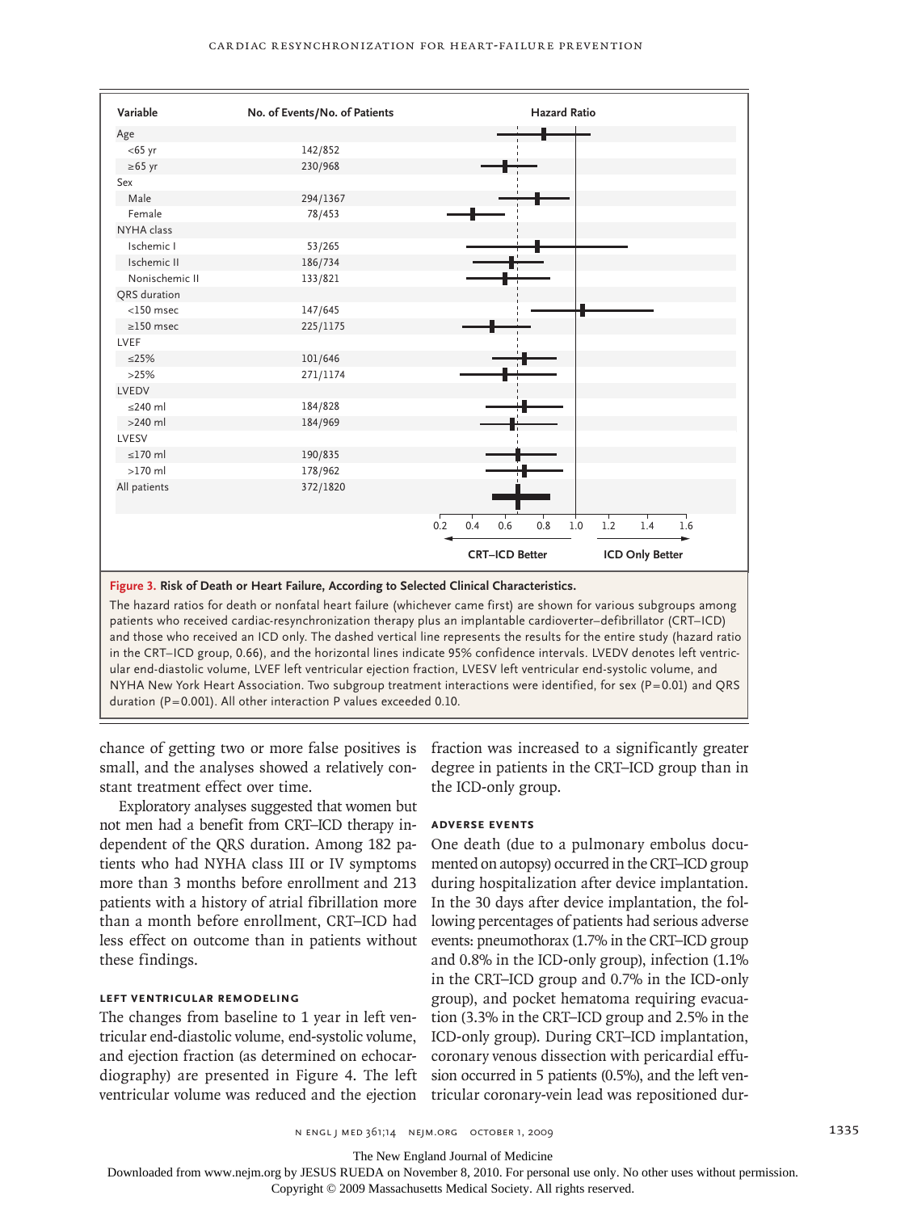| Variable | No. of Events/No. of Patients |
|---|---|
| Age | |
| <65 yr | 142/852 |
| ≥65 yr | 230/968 |
| Sex | |
| Male | 294/1367 |
| Female | 78/453 |
| NYHA class | |
| Ischemic I | 53/265 |
| Ischemic II | 186/734 |
| Nonischemic II | 133/821 |
| QRS duration | |
| <150 msec | 147/645 |
| ≥150 msec | 225/1175 |
| LVEF | |
| ≤25% | 101/646 |
| >25% | 271/1174 |
| LVEDV | |
| ≤240 ml | 184/828 |
| >240 ml | 184/969 |
| LVESV | |
| ≤170 ml | 190/835 |
| >170 ml | 178/962 |
| All patients | 372/1820 |

Hazard Ratio (0.2–1.6): CRT–ICD Better / ICD Only Better

**Figure 3. Risk of Death or Heart Failure, According to Selected Clinical Characteristics.**

The hazard ratios for death or nonfatal heart failure (whichever came first) are shown for various subgroups among patients who received cardiac-resynchronization therapy plus an implantable cardioverter–defibrillator (CRT–ICD) and those who received an ICD only. The dashed vertical line represents the results for the entire study (hazard ratio in the CRT–ICD group, 0.66), and the horizontal lines indicate 95% confidence intervals. LVEDV denotes left ventricular end-diastolic volume, LVEF left ventricular ejection fraction, LVESV left ventricular end-systolic volume, and NYHA New York Heart Association. Two subgroup treatment interactions were identified, for sex (P=0.01) and QRS duration (P=0.001). All other interaction P values exceeded 0.10.

chance of getting two or more false positives is small, and the analyses showed a relatively constant treatment effect over time.

Exploratory analyses suggested that women but not men had a benefit from CRT–ICD therapy independent of the QRS duration. Among 182 patients who had NYHA class III or IV symptoms more than 3 months before enrollment and 213 patients with a history of atrial fibrillation more than a month before enrollment, CRT–ICD had less effect on outcome than in patients without these findings.

### Left Ventricular Remodeling

The changes from baseline to 1 year in left ventricular end-diastolic volume, end-systolic volume, and ejection fraction (as determined on echocardiography) are presented in Figure 4. The left ventricular volume was reduced and the ejection fraction was increased to a significantly greater degree in patients in the CRT–ICD group than in the ICD-only group.

### Adverse Events

One death (due to a pulmonary embolus documented on autopsy) occurred in the CRT–ICD group during hospitalization after device implantation. In the 30 days after device implantation, the following percentages of patients had serious adverse events: pneumothorax (1.7% in the CRT–ICD group and 0.8% in the ICD-only group), infection (1.1% in the CRT–ICD group and 0.7% in the ICD-only group), and pocket hematoma requiring evacuation (3.3% in the CRT–ICD group and 2.5% in the ICD-only group). During CRT–ICD implantation, coronary venous dissection with pericardial effusion occurred in 5 patients (0.5%), and the left ventricular coronary-vein lead was repositioned dur-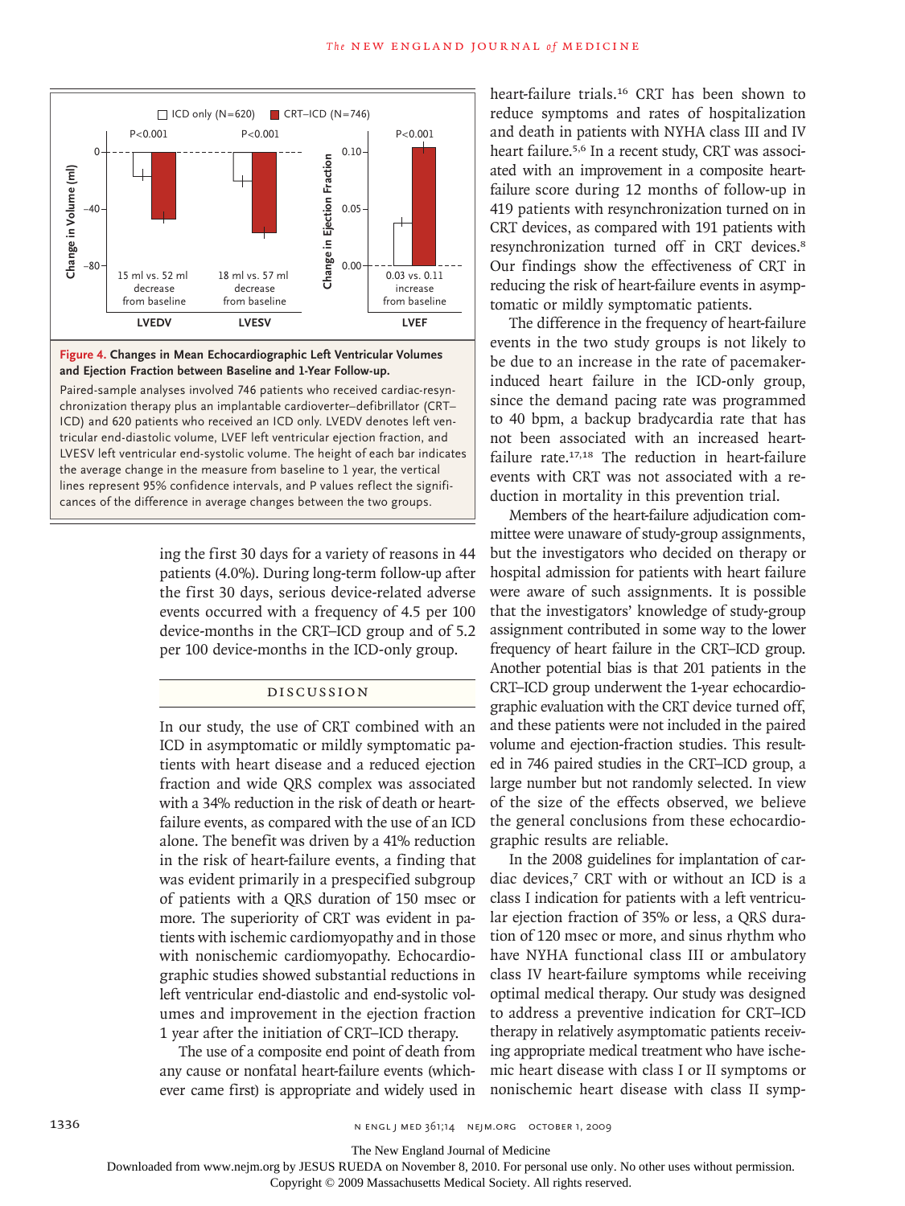**Figure 4. Changes in Mean Echocardiographic Left Ventricular Volumes and Ejection Fraction between Baseline and 1-Year Follow-up.**

Paired-sample analyses involved 746 patients who received cardiac-resynchronization therapy plus an implantable cardioverter–defibrillator (CRT–ICD) and 620 patients who received an ICD only. LVEDV denotes left ventricular end-diastolic volume, LVEF left ventricular ejection fraction, and LVESV left ventricular end-systolic volume. The height of each bar indicates the average change in the measure from baseline to 1 year, the vertical lines represent 95% confidence intervals, and P values reflect the significances of the difference in average changes between the two groups.

ing the first 30 days for a variety of reasons in 44 patients (4.0%). During long-term follow-up after the first 30 days, serious device-related adverse events occurred with a frequency of 4.5 per 100 device-months in the CRT–ICD group and of 5.2 per 100 device-months in the ICD-only group.

## DISCUSSION

In our study, the use of CRT combined with an ICD in asymptomatic or mildly symptomatic patients with heart disease and a reduced ejection fraction and wide QRS complex was associated with a 34% reduction in the risk of death or heart-failure events, as compared with the use of an ICD alone. The benefit was driven by a 41% reduction in the risk of heart-failure events, a finding that was evident primarily in a prespecified subgroup of patients with a QRS duration of 150 msec or more. The superiority of CRT was evident in patients with ischemic cardiomyopathy and in those with nonischemic cardiomyopathy. Echocardiographic studies showed substantial reductions in left ventricular end-diastolic and end-systolic volumes and improvement in the ejection fraction 1 year after the initiation of CRT–ICD therapy.

The use of a composite end point of death from any cause or nonfatal heart-failure events (whichever came first) is appropriate and widely used in heart-failure trials.[16] CRT has been shown to reduce symptoms and rates of hospitalization and death in patients with NYHA class III and IV heart failure.[5,6] In a recent study, CRT was associated with an improvement in a composite heart-failure score during 12 months of follow-up in 419 patients with resynchronization turned on in CRT devices, as compared with 191 patients with resynchronization turned off in CRT devices.[8] Our findings show the effectiveness of CRT in reducing the risk of heart-failure events in asymptomatic or mildly symptomatic patients.

The difference in the frequency of heart-failure events in the two study groups is not likely to be due to an increase in the rate of pacemaker-induced heart failure in the ICD-only group, since the demand pacing rate was programmed to 40 bpm, a backup bradycardia rate that has not been associated with an increased heart-failure rate.[17,18] The reduction in heart-failure events with CRT was not associated with a reduction in mortality in this prevention trial.

Members of the heart-failure adjudication committee were unaware of study-group assignments, but the investigators who decided on therapy or hospital admission for patients with heart failure were aware of such assignments. It is possible that the investigators' knowledge of study-group assignment contributed in some way to the lower frequency of heart failure in the CRT–ICD group. Another potential bias is that 201 patients in the CRT–ICD group underwent the 1-year echocardiographic evaluation with the CRT device turned off, and these patients were not included in the paired volume and ejection-fraction studies. This resulted in 746 paired studies in the CRT–ICD group, a large number but not randomly selected. In view of the size of the effects observed, we believe the general conclusions from these echocardiographic results are reliable.

In the 2008 guidelines for implantation of cardiac devices,[7] CRT with or without an ICD is a class I indication for patients with a left ventricular ejection fraction of 35% or less, a QRS duration of 120 msec or more, and sinus rhythm who have NYHA functional class III or ambulatory class IV heart-failure symptoms while receiving optimal medical therapy. Our study was designed to address a preventive indication for CRT–ICD therapy in relatively asymptomatic patients receiving appropriate medical treatment who have ischemic heart disease with class I or II symptoms or nonischemic heart disease with class II symp-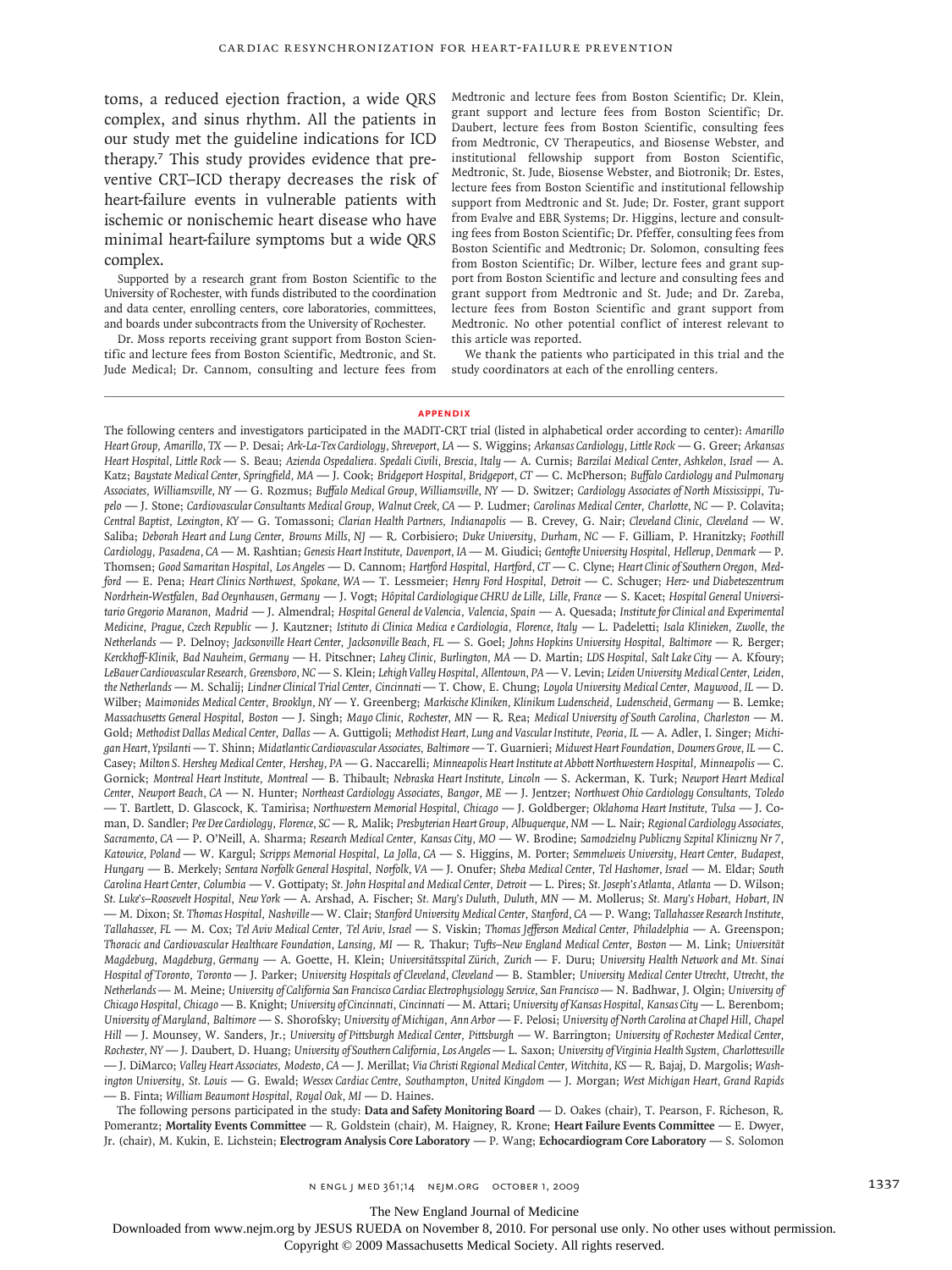toms, a reduced ejection fraction, a wide QRS complex, and sinus rhythm. All the patients in our study met the guideline indications for ICD therapy.[7] This study provides evidence that preventive CRT–ICD therapy decreases the risk of heart-failure events in vulnerable patients with ischemic or nonischemic heart disease who have minimal heart-failure symptoms but a wide QRS complex.

Supported by a research grant from Boston Scientific to the University of Rochester, with funds distributed to the coordination and data center, enrolling centers, core laboratories, committees, and boards under subcontracts from the University of Rochester.

Dr. Moss reports receiving grant support from Boston Scientific and lecture fees from Boston Scientific, Medtronic, and St. Jude Medical; Dr. Cannom, consulting and lecture fees from Medtronic and lecture fees from Boston Scientific; Dr. Klein, grant support and lecture fees from Boston Scientific; Dr. Daubert, lecture fees from Boston Scientific, consulting fees from Medtronic, CV Therapeutics, and Biosense Webster, and institutional fellowship support from Boston Scientific, Medtronic, St. Jude, Biosense Webster, and Biotronik; Dr. Estes, lecture fees from Boston Scientific and institutional fellowship support from Medtronic and St. Jude; Dr. Foster, grant support from Evalve and EBR Systems; Dr. Higgins, lecture and consulting fees from Boston Scientific; Dr. Pfeffer, consulting fees from Boston Scientific and Medtronic; Dr. Solomon, consulting fees from Boston Scientific; Dr. Wilber, lecture fees and grant support from Boston Scientific and lecture and consulting fees and grant support from Medtronic and St. Jude; and Dr. Zareba, lecture fees from Boston Scientific and grant support from Medtronic. No other potential conflict of interest relevant to this article was reported.

We thank the patients who participated in this trial and the study coordinators at each of the enrolling centers.

## APPENDIX

The following centers and investigators participated in the MADIT-CRT trial (listed in alphabetical order according to center): *Amarillo Heart Group, Amarillo, TX* — P. Desai; *Ark-La-Tex Cardiology, Shreveport, LA* — S. Wiggins; *Arkansas Cardiology, Little Rock* — G. Greer; *Arkansas Heart Hospital, Little Rock* — S. Beau; *Azienda Ospedaliera. Spedali Civili, Brescia, Italy* — A. Curnis; *Barzilai Medical Center, Ashkelon, Israel* — A. Katz; *Baystate Medical Center, Springfield, MA* — J. Cook; *Bridgeport Hospital, Bridgeport, CT* — C. McPherson; *Buffalo Cardiology and Pulmonary Associates, Williamsville, NY* — G. Rozmus; *Buffalo Medical Group, Williamsville, NY* — D. Switzer; *Cardiology Associates of North Mississippi, Tupelo* — J. Stone; *Cardiovascular Consultants Medical Group, Walnut Creek, CA* — P. Ludmer; *Carolinas Medical Center, Charlotte, NC* — P. Colavita; *Central Baptist, Lexington, KY* — G. Tomassoni; *Clarian Health Partners, Indianapolis* — B. Crevey, G. Nair; *Cleveland Clinic, Cleveland* — W. Saliba; *Deborah Heart and Lung Center, Browns Mills, NJ* — R. Corbisiero; *Duke University, Durham, NC* — F. Gilliam, P. Hranitzky; *Foothill Cardiology, Pasadena, CA* — M. Rashtian; *Genesis Heart Institute, Davenport, IA* — M. Giudici; *Gentofte University Hospital, Hellerup, Denmark* — P. Thomsen; *Good Samaritan Hospital, Los Angeles* — D. Cannom; *Hartford Hospital, Hartford, CT* — C. Clyne; *Heart Clinic of Southern Oregon, Medford* — E. Pena; *Heart Clinics Northwest, Spokane, WA* — T. Lessmeier; *Henry Ford Hospital, Detroit* — C. Schuger; *Herz- und Diabeteszentrum Nordrhein-Westfalen, Bad Oeynhausen, Germany* — J. Vogt; *Hôpital Cardiologique CHRU de Lille, Lille, France* — S. Kacet; *Hospital General Universitario Gregorio Maranon, Madrid* — J. Almendral; *Hospital General de Valencia, Valencia, Spain* — A. Quesada; *Institute for Clinical and Experimental Medicine, Prague, Czech Republic* — J. Kautzner; *Istituto di Clinica Medica e Cardiologia, Florence, Italy* — L. Padeletti; *Isala Klinieken, Zwolle, the Netherlands* — P. Delnoy; *Jacksonville Heart Center, Jacksonville Beach, FL* — S. Goel; *Johns Hopkins University Hospital, Baltimore* — R. Berger; *Kerckhoff-Klinik, Bad Nauheim, Germany* — H. Pitschner; *Lahey Clinic, Burlington, MA* — D. Martin; *LDS Hospital, Salt Lake City* — A. Kfoury; *LeBauer Cardiovascular Research, Greensboro, NC* — S. Klein; *Lehigh Valley Hospital, Allentown, PA* — V. Levin; *Leiden University Medical Center, Leiden, the Netherlands* — M. Schalij; *Lindner Clinical Trial Center, Cincinnati* — T. Chow, E. Chung; *Loyola University Medical Center, Maywood, IL* — D. Wilber; *Maimonides Medical Center, Brooklyn, NY* — Y. Greenberg; *Markische Kliniken, Klinikum Ludenscheid, Ludenscheid, Germany* — B. Lemke; *Massachusetts General Hospital, Boston* — J. Singh; *Mayo Clinic, Rochester, MN* — R. Rea; *Medical University of South Carolina, Charleston* — M. Gold; *Methodist Dallas Medical Center, Dallas* — A. Guttigoli; *Methodist Heart, Lung and Vascular Institute, Peoria, IL* — A. Adler, I. Singer; *Michigan Heart, Ypsilanti* — T. Shinn; *Midatlantic Cardiovascular Associates, Baltimore* — T. Guarnieri; *Midwest Heart Foundation, Downers Grove, IL* — C. Cesar; *Milton S. Hershey Medical Center, Hershey, PA* — G. Naccarelli; *Minneapolis Heart Institute at Abbott Northwestern Hospital, Minneapolis* — C. Gornick; *Montreal Heart Institute, Montreal* — B. Thibault; *Nebraska Heart Institute, Lincoln* — S. Ackerman, K. Turk; *Newport Heart Medical Center, Newport Beach, CA* — N. Hunter; *Northeast Cardiology Associates, Bangor, ME* — J. Jentzer; *Northwest Ohio Cardiology Consultants, Toledo* — T. Bartlett, D. Glascock, K. Tamirisa; *Northwestern Memorial Hospital, Chicago* — J. Goldberger; *Oklahoma Heart Institute, Tulsa* — J. Coman, D. Sandler; *Pee Dee Cardiology, Florence, SC* — R. Malik; *Presbyterian Heart Group, Albuquerque, NM* — L. Nair; *Regional Cardiology Associates, Sacramento, CA* — P. O'Neill, A. Sharma; *Research Medical Center, Kansas City, MO* — W. Brodine; *Samodzielny Publiczny Szpital Kliniczny Nr 7, Katowice, Poland* — W. Kargul; *Scripps Memorial Hospital, La Jolla, CA* — S. Higgins, M. Porter; *Semmelweis University, Heart Center, Budapest, Hungary* — B. Merkely; *Sentara Norfolk General Hospital, Norfolk, VA* — J. Onufer; *Sheba Medical Center, Tel Hashomer, Israel* — M. Eldar; *South Carolina Heart Center, Columbia* — V. Gottipaty; *St. John Hospital and Medical Center, Detroit* — L. Pires; *St. Joseph's Atlanta, Atlanta* — D. Wilson; *St. Luke's–Roosevelt Hospital, New York* — A. Arshad, A. Fischer; *St. Mary's Duluth, Duluth, MN* — M. Mollerus; *St. Mary's Hobart, Hobart, IN* — M. Dixon; *St. Thomas Hospital, Nashville* — W. Clair; *Stanford University Medical Center, Stanford, CA* — P. Wang; *Tallahassee Research Institute, Tallahassee, FL* — M. Cox; *Tel Aviv Medical Center, Tel Aviv, Israel* — S. Viskin; *Thomas Jefferson Medical Center, Philadelphia* — A. Greenspon; *Thoracic and Cardiovascular Healthcare Foundation, Lansing, MI* — R. Thakur; *Tufts–New England Medical Center, Boston* — M. Link; *Universität Magdeburg, Magdeburg, Germany* — A. Goette, H. Klein; *Universitätsspital Zürich, Zurich* — F. Duru; *University Health Network and Mt. Sinai Hospital of Toronto, Toronto* — J. Parker; *University Hospitals of Cleveland, Cleveland* — B. Stambler; *University Medical Center Utrecht, Utrecht, the Netherlands* — M. Meine; *University of California San Francisco Cardiac Electrophysiology Service, San Francisco* — N. Badhwar, J. Olgin; *University of Chicago Hospital, Chicago* — B. Knight; *University of Cincinnati, Cincinnati* — M. Attari; *University of Kansas Hospital, Kansas City* — L. Berenbom; *University of Maryland, Baltimore* — S. Shorofsky; *University of Michigan, Ann Arbor* — F. Pelosi; *University of North Carolina at Chapel Hill, Chapel Hill* — J. Mounsey, W. Sanders, Jr.; *University of Pittsburgh Medical Center, Pittsburgh* — W. Barrington; *University of Rochester Medical Center, Rochester, NY* — J. Daubert, D. Huang; *University of Southern California, Los Angeles* — L. Saxon; *University of Virginia Health System, Charlottesville* — J. DiMarco; *Valley Heart Associates, Modesto, CA* — J. Merillat; *Via Christi Regional Medical Center, Witchita, KS* — R. Bajaj, D. Margolis; *Washington University, St. Louis* — G. Ewald; *Wessex Cardiac Centre, Southampton, United Kingdom* — J. Morgan; *West Michigan Heart, Grand Rapids* — B. Finta; *William Beaumont Hospital, Royal Oak, MI* — D. Haines.

The following persons participated in the study: **Data and Safety Monitoring Board** — D. Oakes (chair), T. Pearson, F. Richeson, R. Pomerantz; **Mortality Events Committee** — R. Goldstein (chair), M. Haigney, R. Krone; **Heart Failure Events Committee** — E. Dwyer, Jr. (chair), M. Kukin, E. Lichstein; **Electrogram Analysis Core Laboratory** — P. Wang; **Echocardiogram Core Laboratory** — S. Solomon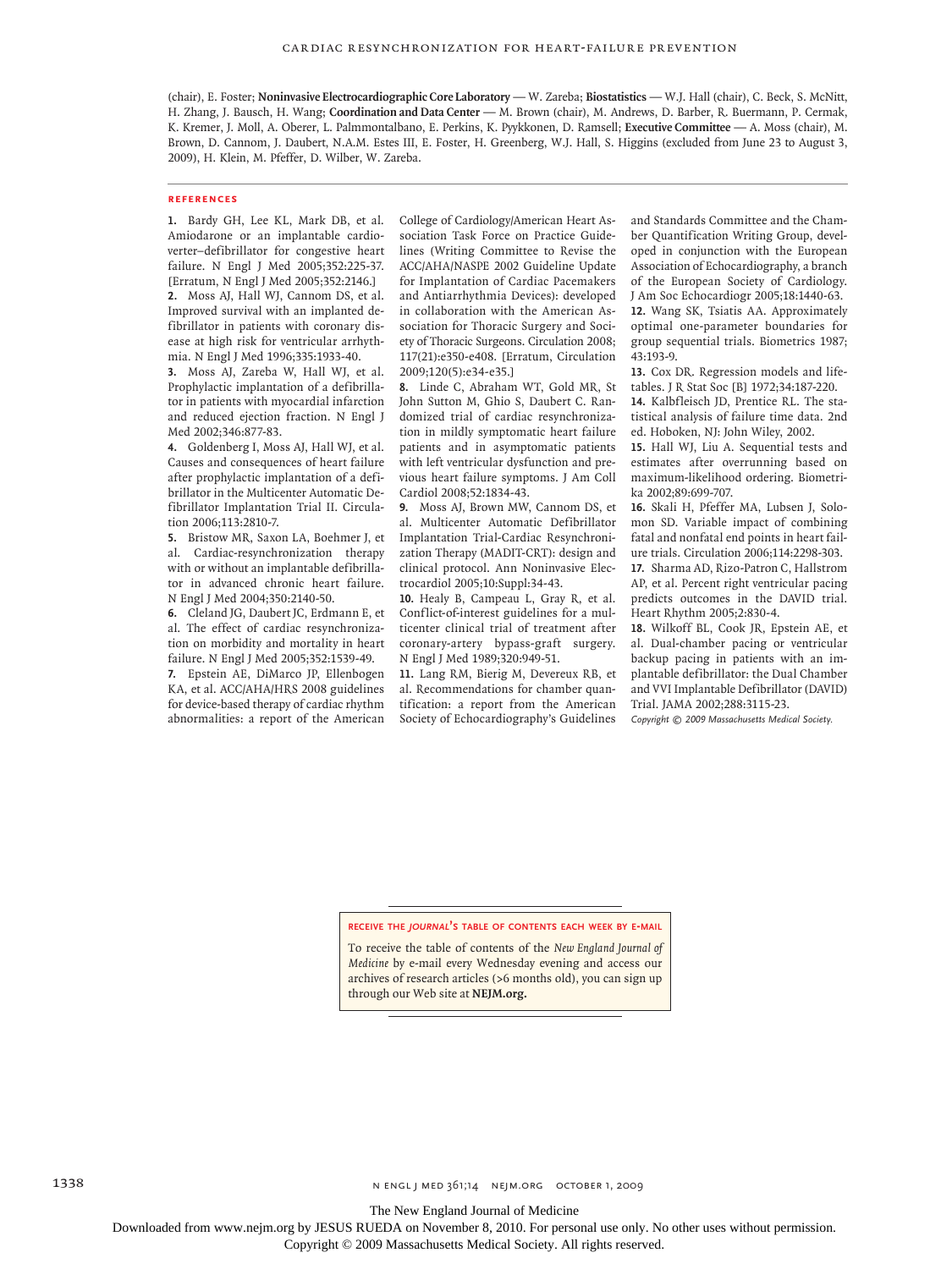(chair), E. Foster; **Noninvasive Electrocardiographic Core Laboratory** — W. Zareba; **Biostatistics** — W.J. Hall (chair), C. Beck, S. McNitt, H. Zhang, J. Bausch, H. Wang; **Coordination and Data Center** — M. Brown (chair), M. Andrews, D. Barber, R. Buermann, P. Cermak, K. Kremer, J. Moll, A. Oberer, L. Palmmontalbano, E. Perkins, K. Pyykkonen, D. Ramsell; **Executive Committee** — A. Moss (chair), M. Brown, D. Cannom, J. Daubert, N.A.M. Estes III, E. Foster, H. Greenberg, W.J. Hall, S. Higgins (excluded from June 23 to August 3, 2009), H. Klein, M. Pfeffer, D. Wilber, W. Zareba.

## References

1. Bardy GH, Lee KL, Mark DB, et al. Amiodarone or an implantable cardioverter–defibrillator for congestive heart failure. N Engl J Med 2005;352:225-37. [Erratum, N Engl J Med 2005;352:2146.]
2. Moss AJ, Hall WJ, Cannom DS, et al. Improved survival with an implanted defibrillator in patients with coronary disease at high risk for ventricular arrhythmia. N Engl J Med 1996;335:1933-40.
3. Moss AJ, Zareba W, Hall WJ, et al. Prophylactic implantation of a defibrillator in patients with myocardial infarction and reduced ejection fraction. N Engl J Med 2002;346:877-83.
4. Goldenberg I, Moss AJ, Hall WJ, et al. Causes and consequences of heart failure after prophylactic implantation of a defibrillator in the Multicenter Automatic Defibrillator Implantation Trial II. Circulation 2006;113:2810-7.
5. Bristow MR, Saxon LA, Boehmer J, et al. Cardiac-resynchronization therapy with or without an implantable defibrillator in advanced chronic heart failure. N Engl J Med 2004;350:2140-50.
6. Cleland JG, Daubert JC, Erdmann E, et al. The effect of cardiac resynchronization on morbidity and mortality in heart failure. N Engl J Med 2005;352:1539-49.
7. Epstein AE, DiMarco JP, Ellenbogen KA, et al. ACC/AHA/HRS 2008 guidelines for device-based therapy of cardiac rhythm abnormalities: a report of the American College of Cardiology/American Heart Association Task Force on Practice Guidelines (Writing Committee to Revise the ACC/AHA/NASPE 2002 Guideline Update for Implantation of Cardiac Pacemakers and Antiarrhythmia Devices): developed in collaboration with the American Association for Thoracic Surgery and Society of Thoracic Surgeons. Circulation 2008; 117(21):e350-e408. [Erratum, Circulation 2009;120(5):e34-e35.]
8. Linde C, Abraham WT, Gold MR, St John Sutton M, Ghio S, Daubert C. Randomized trial of cardiac resynchronization in mildly symptomatic heart failure patients and in asymptomatic patients with left ventricular dysfunction and previous heart failure symptoms. J Am Coll Cardiol 2008;52:1834-43.
9. Moss AJ, Brown MW, Cannom DS, et al. Multicenter Automatic Defibrillator Implantation Trial-Cardiac Resynchronization Therapy (MADIT-CRT): design and clinical protocol. Ann Noninvasive Electrocardiol 2005;10:Suppl:34-43.
10. Healy B, Campeau L, Gray R, et al. Conflict-of-interest guidelines for a multicenter clinical trial of treatment after coronary-artery bypass-graft surgery. N Engl J Med 1989;320:949-51.
11. Lang RM, Bierig M, Devereux RB, et al. Recommendations for chamber quantification: a report from the American Society of Echocardiography's Guidelines and Standards Committee and the Chamber Quantification Writing Group, developed in conjunction with the European Association of Echocardiography, a branch of the European Society of Cardiology. J Am Soc Echocardiogr 2005;18:1440-63.
12. Wang SK, Tsiatis AA. Approximately optimal one-parameter boundaries for group sequential trials. Biometrics 1987; 43:193-9.
13. Cox DR. Regression models and life-tables. J R Stat Soc [B] 1972;34:187-220.
14. Kalbfleisch JD, Prentice RL. The statistical analysis of failure time data. 2nd ed. Hoboken, NJ: John Wiley, 2002.
15. Hall WJ, Liu A. Sequential tests and estimates after overrunning based on maximum-likelihood ordering. Biometrika 2002;89:699-707.
16. Skali H, Pfeffer MA, Lubsen J, Solomon SD. Variable impact of combining fatal and nonfatal end points in heart failure trials. Circulation 2006;114:2298-303.
17. Sharma AD, Rizo-Patron C, Hallstrom AP, et al. Percent right ventricular pacing predicts outcomes in the DAVID trial. Heart Rhythm 2005;2:830-4.
18. Wilkoff BL, Cook JR, Epstein AE, et al. Dual-chamber pacing or ventricular backup pacing in patients with an implantable defibrillator: the Dual Chamber and VVI Implantable Defibrillator (DAVID) Trial. JAMA 2002;288:3115-23.

*Copyright © 2009 Massachusetts Medical Society.*

**RECEIVE THE *JOURNAL*'S TABLE OF CONTENTS EACH WEEK BY E-MAIL**

To receive the table of contents of the *New England Journal of Medicine* by e-mail every Wednesday evening and access our archives of research articles (>6 months old), you can sign up through our Web site at **NEJM.org.**